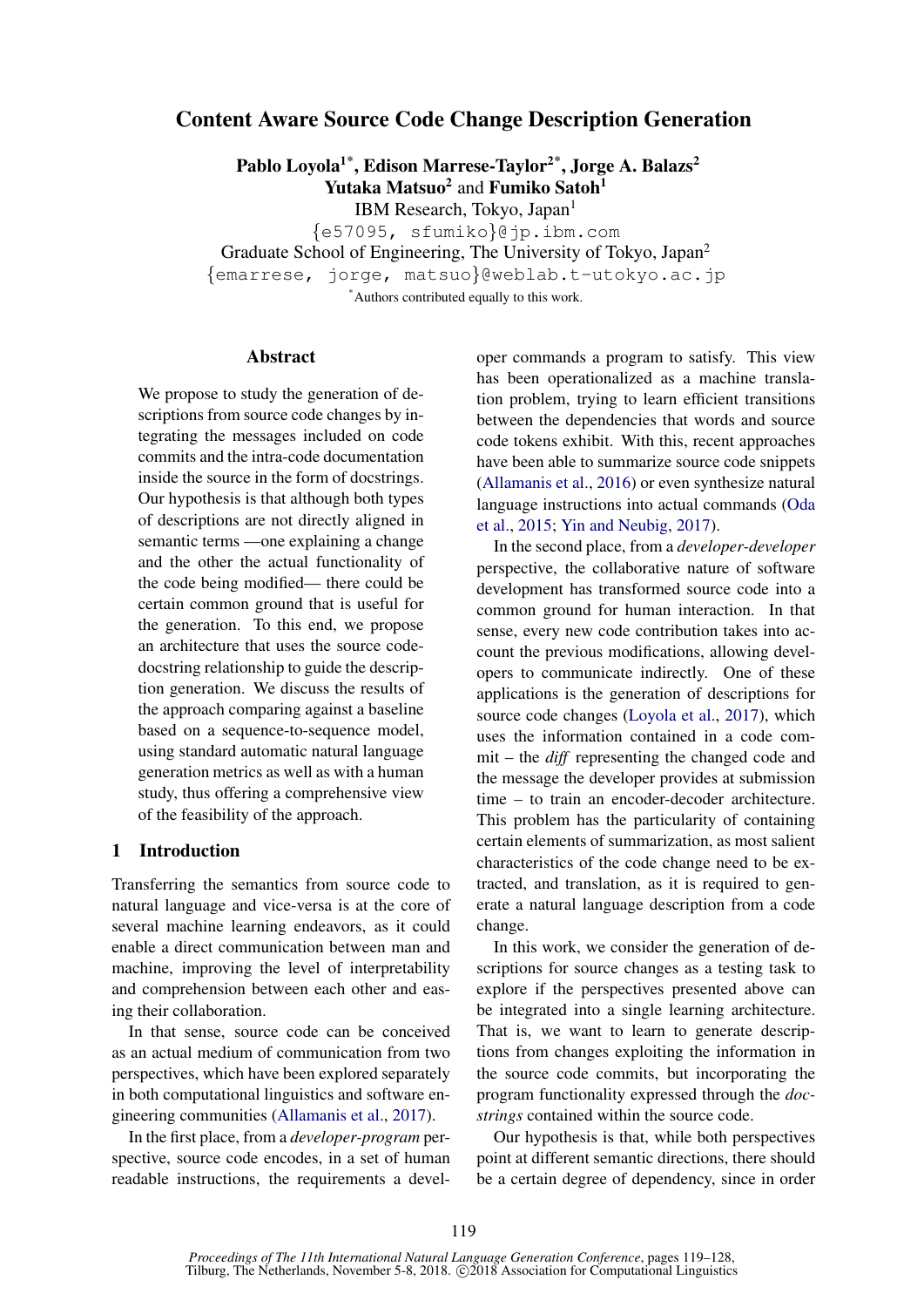# Content Aware Source Code Change Description Generation

**Pablo Loyola[1*], Edison Marrese-Taylor[2*], Jorge A. Balazs[2]**
**Yutaka Matsuo[2] and Fumiko Satoh[1]**

IBM Research, Tokyo, Japan[1]
{e57095, sfumiko}@jp.ibm.com
Graduate School of Engineering, The University of Tokyo, Japan[2]
{emarrese, jorge, matsuo}@weblab.t-utokyo.ac.jp
[*]Authors contributed equally to this work.

## Abstract

We propose to study the generation of descriptions from source code changes by integrating the messages included on code commits and the intra-code documentation inside the source in the form of docstrings. Our hypothesis is that although both types of descriptions are not directly aligned in semantic terms —one explaining a change and the other the actual functionality of the code being modified— there could be certain common ground that is useful for the generation. To this end, we propose an architecture that uses the source code-docstring relationship to guide the description generation. We discuss the results of the approach comparing against a baseline based on a sequence-to-sequence model, using standard automatic natural language generation metrics as well as with a human study, thus offering a comprehensive view of the feasibility of the approach.

## 1 Introduction

Transferring the semantics from source code to natural language and vice-versa is at the core of several machine learning endeavors, as it could enable a direct communication between man and machine, improving the level of interpretability and comprehension between each other and easing their collaboration.

In that sense, source code can be conceived as an actual medium of communication from two perspectives, which have been explored separately in both computational linguistics and software engineering communities (Allamanis et al., 2017).

In the first place, from a *developer-program* perspective, source code encodes, in a set of human readable instructions, the requirements a developer commands a program to satisfy. This view has been operationalized as a machine translation problem, trying to learn efficient transitions between the dependencies that words and source code tokens exhibit. With this, recent approaches have been able to summarize source code snippets (Allamanis et al., 2016) or even synthesize natural language instructions into actual commands (Oda et al., 2015; Yin and Neubig, 2017).

In the second place, from a *developer-developer* perspective, the collaborative nature of software development has transformed source code into a common ground for human interaction. In that sense, every new code contribution takes into account the previous modifications, allowing developers to communicate indirectly. One of these applications is the generation of descriptions for source code changes (Loyola et al., 2017), which uses the information contained in a code commit – the *diff* representing the changed code and the message the developer provides at submission time – to train an encoder-decoder architecture. This problem has the particularity of containing certain elements of summarization, as most salient characteristics of the code change need to be extracted, and translation, as it is required to generate a natural language description from a code change.

In this work, we consider the generation of descriptions for source changes as a testing task to explore if the perspectives presented above can be integrated into a single learning architecture. That is, we want to learn to generate descriptions from changes exploiting the information in the source code commits, but incorporating the program functionality expressed through the *docstrings* contained within the source code.

Our hypothesis is that, while both perspectives point at different semantic directions, there should be a certain degree of dependency, since in order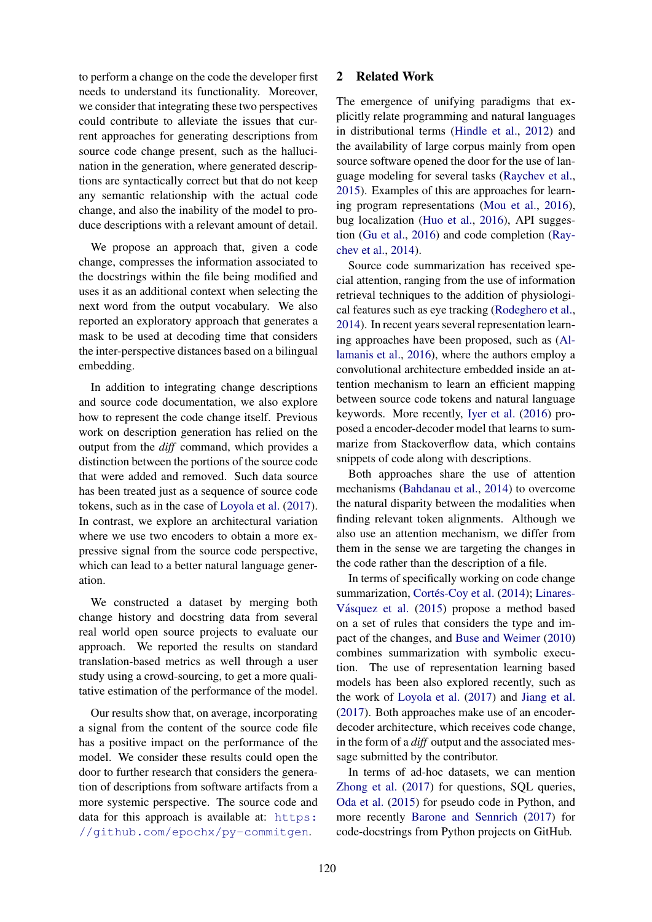to perform a change on the code the developer first needs to understand its functionality. Moreover, we consider that integrating these two perspectives could contribute to alleviate the issues that current approaches for generating descriptions from source code change present, such as the hallucination in the generation, where generated descriptions are syntactically correct but that do not keep any semantic relationship with the actual code change, and also the inability of the model to produce descriptions with a relevant amount of detail.

We propose an approach that, given a code change, compresses the information associated to the docstrings within the file being modified and uses it as an additional context when selecting the next word from the output vocabulary. We also reported an exploratory approach that generates a mask to be used at decoding time that considers the inter-perspective distances based on a bilingual embedding.

In addition to integrating change descriptions and source code documentation, we also explore how to represent the code change itself. Previous work on description generation has relied on the output from the *diff* command, which provides a distinction between the portions of the source code that were added and removed. Such data source has been treated just as a sequence of source code tokens, such as in the case of Loyola et al. (2017). In contrast, we explore an architectural variation where we use two encoders to obtain a more expressive signal from the source code perspective, which can lead to a better natural language generation.

We constructed a dataset by merging both change history and docstring data from several real world open source projects to evaluate our approach. We reported the results on standard translation-based metrics as well through a user study using a crowd-sourcing, to get a more qualitative estimation of the performance of the model.

Our results show that, on average, incorporating a signal from the content of the source code file has a positive impact on the performance of the model. We consider these results could open the door to further research that considers the generation of descriptions from software artifacts from a more systemic perspective. The source code and data for this approach is available at: https://github.com/epochx/py-commitgen.

## 2 Related Work

The emergence of unifying paradigms that explicitly relate programming and natural languages in distributional terms (Hindle et al., 2012) and the availability of large corpus mainly from open source software opened the door for the use of language modeling for several tasks (Raychev et al., 2015). Examples of this are approaches for learning program representations (Mou et al., 2016), bug localization (Huo et al., 2016), API suggestion (Gu et al., 2016) and code completion (Raychev et al., 2014).

Source code summarization has received special attention, ranging from the use of information retrieval techniques to the addition of physiological features such as eye tracking (Rodeghero et al., 2014). In recent years several representation learning approaches have been proposed, such as (Allamanis et al., 2016), where the authors employ a convolutional architecture embedded inside an attention mechanism to learn an efficient mapping between source code tokens and natural language keywords. More recently, Iyer et al. (2016) proposed a encoder-decoder model that learns to summarize from Stackoverflow data, which contains snippets of code along with descriptions.

Both approaches share the use of attention mechanisms (Bahdanau et al., 2014) to overcome the natural disparity between the modalities when finding relevant token alignments. Although we also use an attention mechanism, we differ from them in the sense we are targeting the changes in the code rather than the description of a file.

In terms of specifically working on code change summarization, Cortés-Coy et al. (2014); Linares-Vásquez et al. (2015) propose a method based on a set of rules that considers the type and impact of the changes, and Buse and Weimer (2010) combines summarization with symbolic execution. The use of representation learning based models has been also explored recently, such as the work of Loyola et al. (2017) and Jiang et al. (2017). Both approaches make use of an encoder-decoder architecture, which receives code change, in the form of a *diff* output and the associated message submitted by the contributor.

In terms of ad-hoc datasets, we can mention Zhong et al. (2017) for questions, SQL queries, Oda et al. (2015) for pseudo code in Python, and more recently Barone and Sennrich (2017) for code-docstrings from Python projects on GitHub.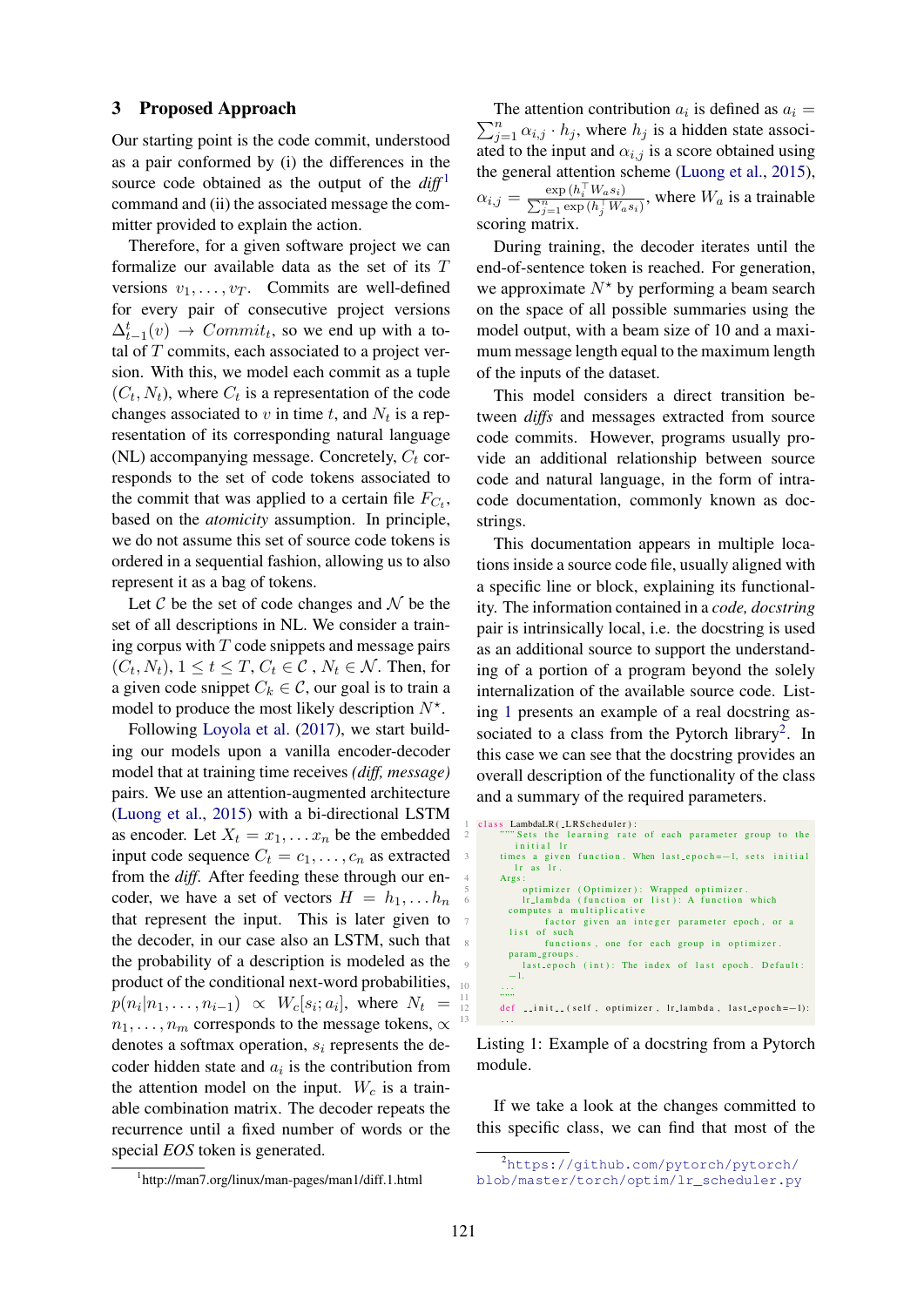## 3 Proposed Approach

Our starting point is the code commit, understood as a pair conformed by (i) the differences in the source code obtained as the output of the *diff*[1] command and (ii) the associated message the committer provided to explain the action.

Therefore, for a given software project we can formalize our available data as the set of its $T$ versions $v_1, \ldots, v_T$. Commits are well-defined for every pair of consecutive project versions $\Delta_{t-1}^{t}(v) \rightarrow Commit_t$, so we end up with a total of $T$ commits, each associated to a project version. With this, we model each commit as a tuple $(C_t, N_t)$, where $C_t$ is a representation of the code changes associated to $v$ in time $t$, and $N_t$ is a representation of its corresponding natural language (NL) accompanying message. Concretely, $C_t$ corresponds to the set of code tokens associated to the commit that was applied to a certain file $F_{C_t}$, based on the *atomicity* assumption. In principle, we do not assume this set of source code tokens is ordered in a sequential fashion, allowing us to also represent it as a bag of tokens.

Let $\mathcal{C}$ be the set of code changes and $\mathcal{N}$ be the set of all descriptions in NL. We consider a training corpus with $T$ code snippets and message pairs $(C_t, N_t)$, $1 \leq t \leq T$, $C_t \in \mathcal{C}$, $N_t \in \mathcal{N}$. Then, for a given code snippet $C_k \in \mathcal{C}$, our goal is to train a model to produce the most likely description $N^{\star}$.

Following Loyola et al. (2017), we start building our models upon a vanilla encoder-decoder model that at training time receives *(diff, message)* pairs. We use an attention-augmented architecture (Luong et al., 2015) with a bi-directional LSTM as encoder. Let $X_t = x_1, \ldots x_n$ be the embedded input code sequence $C_t = c_1, \ldots, c_n$ as extracted from the *diff*. After feeding these through our encoder, we have a set of vectors $H = h_1, \ldots h_n$ that represent the input. This is later given to the decoder, in our case also an LSTM, such that the probability of a description is modeled as the product of the conditional next-word probabilities, $p(n_i|n_1, \ldots, n_{i-1}) \propto W_c[s_i; a_i]$, where $N_t = n_1, \ldots, n_m$ corresponds to the message tokens, $\propto$ denotes a softmax operation, $s_i$ represents the decoder hidden state and $a_i$ is the contribution from the attention model on the input. $W_c$ is a trainable combination matrix. The decoder repeats the recurrence until a fixed number of words or the special *EOS* token is generated.

The attention contribution $a_i$ is defined as $a_i = \sum_{j=1}^{n} \alpha_{i,j} \cdot h_j$, where $h_j$ is a hidden state associated to the input and $\alpha_{i,j}$ is a score obtained using the general attention scheme (Luong et al., 2015), $\alpha_{i,j} = \frac{\exp(h_i^{\top} W_a s_i)}{\sum_{j=1}^{n} \exp(h_j^{\top} W_a s_i)}$, where $W_a$ is a trainable scoring matrix.

During training, the decoder iterates until the end-of-sentence token is reached. For generation, we approximate $N^{\star}$ by performing a beam search on the space of all possible summaries using the model output, with a beam size of 10 and a maximum message length equal to the maximum length of the inputs of the dataset.

This model considers a direct transition between *diffs* and messages extracted from source code commits. However, programs usually provide an additional relationship between source code and natural language, in the form of intra-code documentation, commonly known as docstrings.

This documentation appears in multiple locations inside a source code file, usually aligned with a specific line or block, explaining its functionality. The information contained in a *code, docstring* pair is intrinsically local, i.e. the docstring is used as an additional source to support the understanding of a portion of a program beyond the solely internalization of the available source code. Listing 1 presents an example of a real docstring associated to a class from the Pytorch library[2]. In this case we can see that the docstring provides an overall description of the functionality of the class and a summary of the required parameters.

```
class LambdaLR(_LRScheduler):
    """Sets the learning rate of each parameter group to the initial lr
    times a given function. When last_epoch=-1, sets initial lr as lr.
    Args:
        optimizer (Optimizer): Wrapped optimizer.
        lr_lambda (function or list): A function which computes a multiplicative
            factor given an integer parameter epoch, or a list of such
            functions, one for each group in optimizer.param_groups.
        last_epoch (int): The index of last epoch. Default: -1.
    ...
    """
    def __init__(self, optimizer, lr_lambda, last_epoch=-1):
    ...
```

Listing 1: Example of a docstring from a Pytorch module.

If we take a look at the changes committed to this specific class, we can find that most of the

[1] http://man7.org/linux/man-pages/man1/diff.1.html

[2] https://github.com/pytorch/pytorch/blob/master/torch/optim/lr_scheduler.py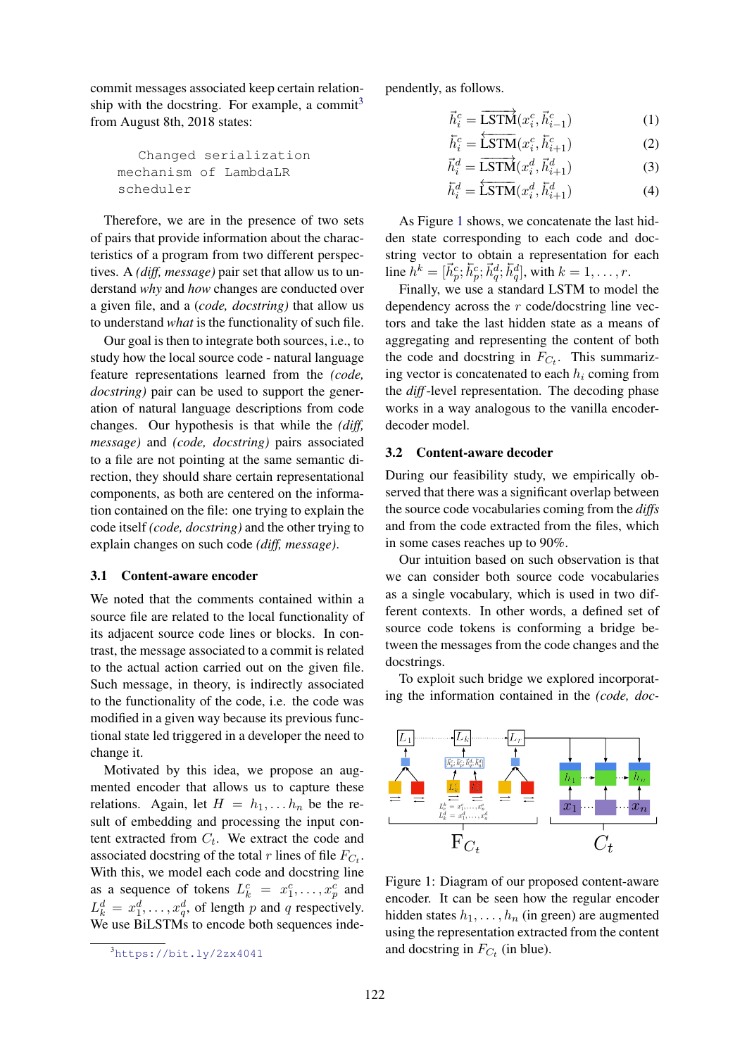commit messages associated keep certain relationship with the docstring. For example, a commit[3] from August 8th, 2018 states:

```
Changed serialization
mechanism of LambdaLR
scheduler
```

Therefore, we are in the presence of two sets of pairs that provide information about the characteristics of a program from two different perspectives. A *(diff, message)* pair set that allow us to understand *why* and *how* changes are conducted over a given file, and a *(code, docstring)* that allow us to understand *what* is the functionality of such file.

Our goal is then to integrate both sources, i.e., to study how the local source code - natural language feature representations learned from the *(code, docstring)* pair can be used to support the generation of natural language descriptions from code changes. Our hypothesis is that while the *(diff, message)* and *(code, docstring)* pairs associated to a file are not pointing at the same semantic direction, they should share certain representational components, as both are centered on the information contained on the file: one trying to explain the code itself *(code, docstring)* and the other trying to explain changes on such code *(diff, message)*.

### 3.1 Content-aware encoder

We noted that the comments contained within a source file are related to the local functionality of its adjacent source code lines or blocks. In contrast, the message associated to a commit is related to the actual action carried out on the given file. Such message, in theory, is indirectly associated to the functionality of the code, i.e. the code was modified in a given way because its previous functional state led triggered in a developer the need to change it.

Motivated by this idea, we propose an augmented encoder that allows us to capture these relations. Again, let $H = h_1, \ldots h_n$ be the result of embedding and processing the input content extracted from $C_t$. We extract the code and associated docstring of the total $r$ lines of file $F_{C_t}$. With this, we model each code and docstring line as a sequence of tokens $L^c_k = x^c_1, \ldots, x^c_p$ and $L^d_k = x^d_1, \ldots, x^d_q$, of length $p$ and $q$ respectively. We use BiLSTMs to encode both sequences independently, as follows.

$$\vec{h}^c_i = \overrightarrow{\text{LSTM}}(x^c_i, \vec{h}^c_{i-1}) \quad (1)$$

$$\overleftarrow{h}^c_i = \overleftarrow{\text{LSTM}}(x^c_i, \overleftarrow{h}^c_{i+1}) \quad (2)$$

$$\vec{h}^d_i = \overrightarrow{\text{LSTM}}(x^d_i, \vec{h}^d_{i+1}) \quad (3)$$

$$\overleftarrow{h}^d_i = \overleftarrow{\text{LSTM}}(x^d_i, \overleftarrow{h}^d_{i+1}) \quad (4)$$

As Figure 1 shows, we concatenate the last hidden state corresponding to each code and docstring vector to obtain a representation for each line $h^k = [\vec{h}^c_p; \overleftarrow{h}^c_p; \vec{h}^d_q; \overleftarrow{h}^d_q]$, with $k = 1, \ldots, r$.

Finally, we use a standard LSTM to model the dependency across the $r$ code/docstring line vectors and take the last hidden state as a means of aggregating and representing the content of both the code and docstring in $F_{C_t}$. This summarizing vector is concatenated to each $h_i$ coming from the *diff*-level representation. The decoding phase works in a way analogous to the vanilla encoder-decoder model.

### 3.2 Content-aware decoder

During our feasibility study, we empirically observed that there was a significant overlap between the source code vocabularies coming from the *diffs* and from the code extracted from the files, which in some cases reaches up to 90%.

Our intuition based on such observation is that we can consider both source code vocabularies as a single vocabulary, which is used in two different contexts. In other words, a defined set of source code tokens is conforming a bridge between the messages from the code changes and the docstrings.

To exploit such bridge we explored incorporating the information contained in the *(code, doc-*

Figure 1: Diagram of our proposed content-aware encoder. It can be seen how the regular encoder hidden states $h_1, \ldots, h_n$ (in green) are augmented using the representation extracted from the content and docstring in $F_{C_t}$ (in blue).

[3] https://bit.ly/2zx4041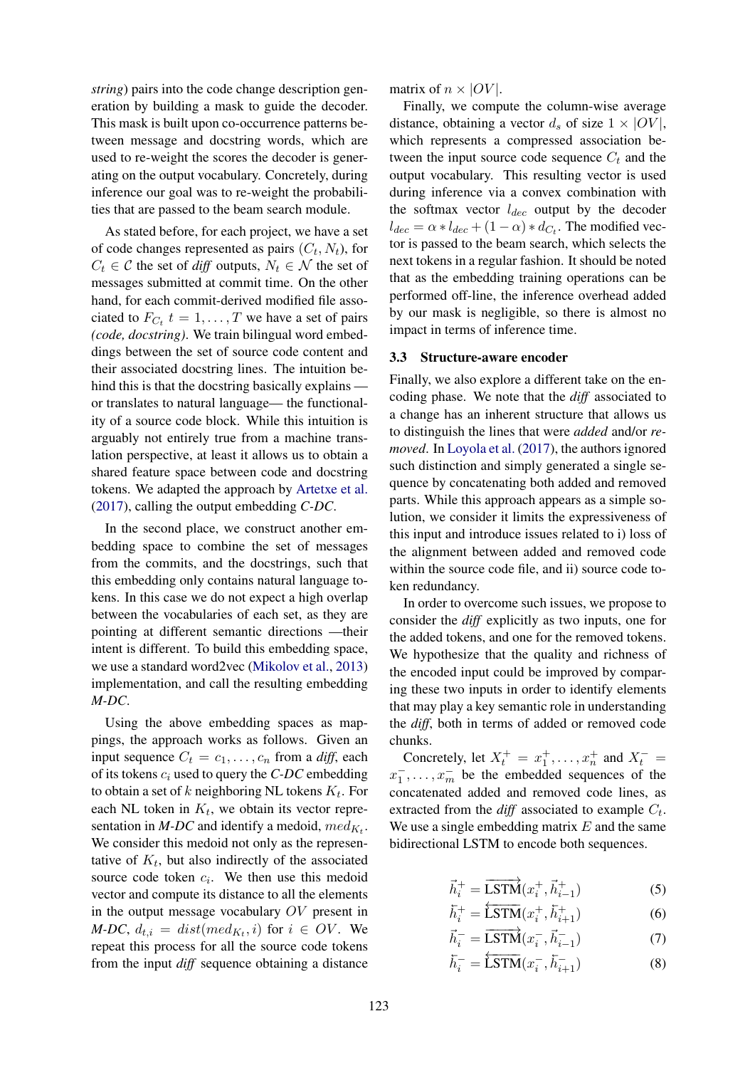*string*) pairs into the code change description generation by building a mask to guide the decoder. This mask is built upon co-occurrence patterns between message and docstring words, which are used to re-weight the scores the decoder is generating on the output vocabulary. Concretely, during inference our goal was to re-weight the probabilities that are passed to the beam search module.

As stated before, for each project, we have a set of code changes represented as pairs $(C_t, N_t)$, for $C_t \in \mathcal{C}$ the set of *diff* outputs, $N_t \in \mathcal{N}$ the set of messages submitted at commit time. On the other hand, for each commit-derived modified file associated to $F_{C_t}$ $t = 1, \ldots, T$ we have a set of pairs *(code, docstring)*. We train bilingual word embeddings between the set of source code content and their associated docstring lines. The intuition behind this is that the docstring basically explains — or translates to natural language— the functionality of a source code block. While this intuition is arguably not entirely true from a machine translation perspective, at least it allows us to obtain a shared feature space between code and docstring tokens. We adapted the approach by Artetxe et al. (2017), calling the output embedding ***C-DC***.

In the second place, we construct another embedding space to combine the set of messages from the commits, and the docstrings, such that this embedding only contains natural language tokens. In this case we do not expect a high overlap between the vocabularies of each set, as they are pointing at different semantic directions —their intent is different. To build this embedding space, we use a standard word2vec (Mikolov et al., 2013) implementation, and call the resulting embedding ***M-DC***.

Using the above embedding spaces as mappings, the approach works as follows. Given an input sequence $C_t = c_1, \ldots, c_n$ from a *diff*, each of its tokens $c_i$ used to query the ***C-DC*** embedding to obtain a set of $k$ neighboring NL tokens $K_t$. For each NL token in $K_t$, we obtain its vector representation in ***M-DC*** and identify a medoid, $med_{K_t}$. We consider this medoid not only as the representative of $K_t$, but also indirectly of the associated source code token $c_i$. We then use this medoid vector and compute its distance to all the elements in the output message vocabulary $OV$ present in ***M-DC***, $d_{t,i} = dist(med_{K_t}, i)$ for $i \in OV$. We repeat this process for all the source code tokens from the input *diff* sequence obtaining a distance matrix of $n \times |OV|$.

Finally, we compute the column-wise average distance, obtaining a vector $d_s$ of size $1 \times |OV|$, which represents a compressed association between the input source code sequence $C_t$ and the output vocabulary. This resulting vector is used during inference via a convex combination with the softmax vector $l_{dec}$ output by the decoder $l_{dec} = \alpha * l_{dec} + (1 - \alpha) * d_{C_t}$. The modified vector is passed to the beam search, which selects the next tokens in a regular fashion. It should be noted that as the embedding training operations can be performed off-line, the inference overhead added by our mask is negligible, so there is almost no impact in terms of inference time.

### 3.3 Structure-aware encoder

Finally, we also explore a different take on the encoding phase. We note that the *diff* associated to a change has an inherent structure that allows us to distinguish the lines that were *added* and/or *removed*. In Loyola et al. (2017), the authors ignored such distinction and simply generated a single sequence by concatenating both added and removed parts. While this approach appears as a simple solution, we consider it limits the expressiveness of this input and introduce issues related to i) loss of the alignment between added and removed code within the source code file, and ii) source code token redundancy.

In order to overcome such issues, we propose to consider the *diff* explicitly as two inputs, one for the added tokens, and one for the removed tokens. We hypothesize that the quality and richness of the encoded input could be improved by comparing these two inputs in order to identify elements that may play a key semantic role in understanding the *diff*, both in terms of added or removed code chunks.

Concretely, let $X_t^+ = x_1^+, \ldots, x_n^+$ and $X_t^- = x_1^-, \ldots, x_m^-$ be the embedded sequences of the concatenated added and removed code lines, as extracted from the *diff* associated to example $C_t$. We use a single embedding matrix $E$ and the same bidirectional LSTM to encode both sequences.

$$\vec{h}_i^+ = \overrightarrow{\text{LSTM}}(x_i^+, \vec{h}_{i-1}^+) \quad (5)$$

$$\overleftarrow{h}_i^+ = \overleftarrow{\text{LSTM}}(x_i^+, \overleftarrow{h}_{i+1}^+) \quad (6)$$

$$\vec{h}_i^- = \overrightarrow{\text{LSTM}}(x_i^-, \vec{h}_{i-1}^-) \quad (7)$$

$$\overleftarrow{h}_i^- = \overleftarrow{\text{LSTM}}(x_i^-, \overleftarrow{h}_{i+1}^-) \quad (8)$$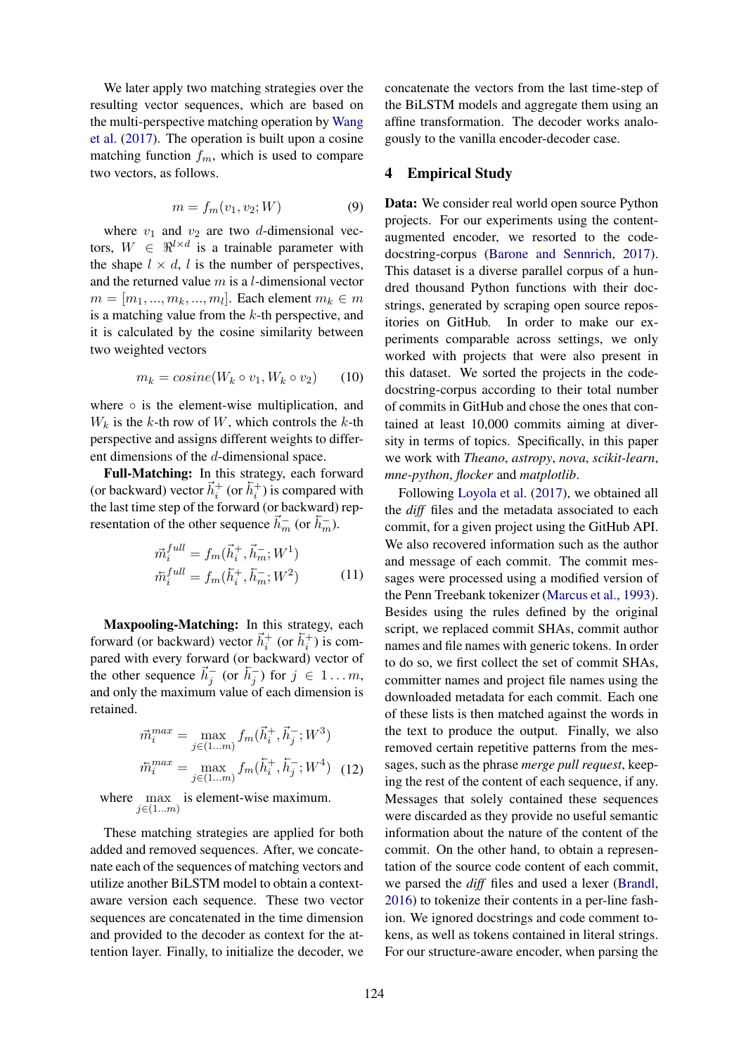We later apply two matching strategies over the resulting vector sequences, which are based on the multi-perspective matching operation by Wang et al. (2017). The operation is built upon a cosine matching function $f_m$, which is used to compare two vectors, as follows.

$$m = f_m(v_1, v_2; W) \tag{9}$$

where $v_1$ and $v_2$ are two $d$-dimensional vectors, $W \in \Re^{l \times d}$ is a trainable parameter with the shape $l \times d$, $l$ is the number of perspectives, and the returned value $m$ is a $l$-dimensional vector $m = [m_1, ..., m_k, ..., m_l]$. Each element $m_k \in m$ is a matching value from the $k$-th perspective, and it is calculated by the cosine similarity between two weighted vectors

$$m_k = cosine(W_k \circ v_1, W_k \circ v_2) \tag{10}$$

where $\circ$ is the element-wise multiplication, and $W_k$ is the $k$-th row of $W$, which controls the $k$-th perspective and assigns different weights to different dimensions of the $d$-dimensional space.

**Full-Matching:** In this strategy, each forward (or backward) vector $\vec{h}_i^+$ (or $\overleftarrow{h}_i^+$) is compared with the last time step of the forward (or backward) representation of the other sequence $\vec{h}_m^-$ (or $\overleftarrow{h}_m^-$).

$$\begin{aligned}
\vec{m}_i^{full} &= f_m(\vec{h}_i^+, \vec{h}_m^-; W^1) \\
\overleftarrow{m}_i^{full} &= f_m(\overleftarrow{h}_i^+, \overleftarrow{h}_m^-; W^2)
\end{aligned} \tag{11}$$

**Maxpooling-Matching:** In this strategy, each forward (or backward) vector $\vec{h}_i^+$ (or $\overleftarrow{h}_i^+$) is compared with every forward (or backward) vector of the other sequence $\vec{h}_j^-$ (or $\overleftarrow{h}_j^-$) for $j \in 1 \ldots m$, and only the maximum value of each dimension is retained.

$$\begin{aligned}
\vec{m}_i^{max} &= \max_{j \in (1 \ldots m)} f_m(\vec{h}_i^+, \vec{h}_j^-; W^3) \\
\overleftarrow{m}_i^{max} &= \max_{j \in (1 \ldots m)} f_m(\overleftarrow{h}_i^+, \overleftarrow{h}_j^-; W^4)
\end{aligned} \tag{12}$$

where $\max_{j \in (1 \ldots m)}$ is element-wise maximum.

These matching strategies are applied for both added and removed sequences. After, we concatenate each of the sequences of matching vectors and utilize another BiLSTM model to obtain a context-aware version each sequence. These two vector sequences are concatenated in the time dimension and provided to the decoder as context for the attention layer. Finally, to initialize the decoder, we concatenate the vectors from the last time-step of the BiLSTM models and aggregate them using an affine transformation. The decoder works analogously to the vanilla encoder-decoder case.

## 4 Empirical Study

**Data:** We consider real world open source Python projects. For our experiments using the content-augmented encoder, we resorted to the code-docstring-corpus (Barone and Sennrich, 2017). This dataset is a diverse parallel corpus of a hundred thousand Python functions with their docstrings, generated by scraping open source repositories on GitHub. In order to make our experiments comparable across settings, we only worked with projects that were also present in this dataset. We sorted the projects in the code-docstring-corpus according to their total number of commits in GitHub and chose the ones that contained at least 10,000 commits aiming at diversity in terms of topics. Specifically, in this paper we work with *Theano*, *astropy*, *nova*, *scikit-learn*, *mne-python*, *flocker* and *matplotlib*.

Following Loyola et al. (2017), we obtained all the *diff* files and the metadata associated to each commit, for a given project using the GitHub API. We also recovered information such as the author and message of each commit. The commit messages were processed using a modified version of the Penn Treebank tokenizer (Marcus et al., 1993). Besides using the rules defined by the original script, we replaced commit SHAs, commit author names and file names with generic tokens. In order to do so, we first collect the set of commit SHAs, committer names and project file names using the downloaded metadata for each commit. Each one of these lists is then matched against the words in the text to produce the output. Finally, we also removed certain repetitive patterns from the messages, such as the phrase *merge pull request*, keeping the rest of the content of each sequence, if any. Messages that solely contained these sequences were discarded as they provide no useful semantic information about the nature of the content of the commit. On the other hand, to obtain a representation of the source code content of each commit, we parsed the *diff* files and used a lexer (Brandl, 2016) to tokenize their contents in a per-line fashion. We ignored docstrings and code comment tokens, as well as tokens contained in literal strings. For our structure-aware encoder, when parsing the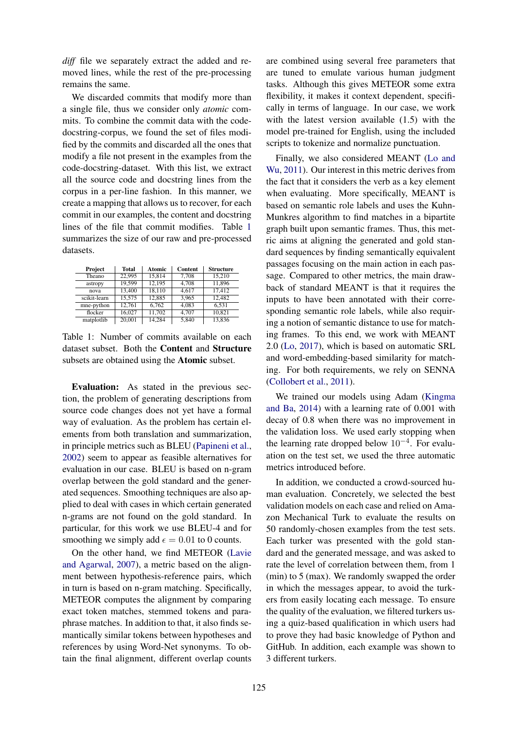*diff* file we separately extract the added and removed lines, while the rest of the pre-processing remains the same.

We discarded commits that modify more than a single file, thus we consider only *atomic* commits. To combine the commit data with the code-docstring-corpus, we found the set of files modified by the commits and discarded all the ones that modify a file not present in the examples from the code-docstring-dataset. With this list, we extract all the source code and docstring lines from the corpus in a per-line fashion. In this manner, we create a mapping that allows us to recover, for each commit in our examples, the content and docstring lines of the file that commit modifies. Table 1 summarizes the size of our raw and pre-processed datasets.

| Project | Total | Atomic | Content | Structure |
|---|---|---|---|---|
| Theano | 22,995 | 15,814 | 7,708 | 15,210 |
| astropy | 19,599 | 12,195 | 4,708 | 11,896 |
| nova | 13,400 | 18,110 | 4,617 | 17,412 |
| scikit-learn | 15,575 | 12,885 | 3,965 | 12,482 |
| mne-python | 12,761 | 6,762 | 4,083 | 6,531 |
| flocker | 16,027 | 11,702 | 4,707 | 10,821 |
| matplotlib | 20,001 | 14,284 | 5,840 | 13,836 |

Table 1: Number of commits available on each dataset subset. Both the **Content** and **Structure** subsets are obtained using the **Atomic** subset.

**Evaluation:** As stated in the previous section, the problem of generating descriptions from source code changes does not yet have a formal way of evaluation. As the problem has certain elements from both translation and summarization, in principle metrics such as BLEU (Papineni et al., 2002) seem to appear as feasible alternatives for evaluation in our case. BLEU is based on n-gram overlap between the gold standard and the generated sequences. Smoothing techniques are also applied to deal with cases in which certain generated n-grams are not found on the gold standard. In particular, for this work we use BLEU-4 and for smoothing we simply add $\epsilon = 0.01$ to 0 counts.

On the other hand, we find METEOR (Lavie and Agarwal, 2007), a metric based on the alignment between hypothesis-reference pairs, which in turn is based on n-gram matching. Specifically, METEOR computes the alignment by comparing exact token matches, stemmed tokens and paraphrase matches. In addition to that, it also finds semantically similar tokens between hypotheses and references by using Word-Net synonyms. To obtain the final alignment, different overlap counts are combined using several free parameters that are tuned to emulate various human judgment tasks. Although this gives METEOR some extra flexibility, it makes it context dependent, specifically in terms of language. In our case, we work with the latest version available (1.5) with the model pre-trained for English, using the included scripts to tokenize and normalize punctuation.

Finally, we also considered MEANT (Lo and Wu, 2011). Our interest in this metric derives from the fact that it considers the verb as a key element when evaluating. More specifically, MEANT is based on semantic role labels and uses the Kuhn-Munkres algorithm to find matches in a bipartite graph built upon semantic frames. Thus, this metric aims at aligning the generated and gold standard sequences by finding semantically equivalent passages focusing on the main action in each passage. Compared to other metrics, the main drawback of standard MEANT is that it requires the inputs to have been annotated with their corresponding semantic role labels, while also requiring a notion of semantic distance to use for matching frames. To this end, we work with MEANT 2.0 (Lo, 2017), which is based on automatic SRL and word-embedding-based similarity for matching. For both requirements, we rely on SENNA (Collobert et al., 2011).

We trained our models using Adam (Kingma and Ba, 2014) with a learning rate of 0.001 with decay of 0.8 when there was no improvement in the validation loss. We used early stopping when the learning rate dropped below $10^{-4}$. For evaluation on the test set, we used the three automatic metrics introduced before.

In addition, we conducted a crowd-sourced human evaluation. Concretely, we selected the best validation models on each case and relied on Amazon Mechanical Turk to evaluate the results on 50 randomly-chosen examples from the test sets. Each turker was presented with the gold standard and the generated message, and was asked to rate the level of correlation between them, from 1 (min) to 5 (max). We randomly swapped the order in which the messages appear, to avoid the turkers from easily locating each message. To ensure the quality of the evaluation, we filtered turkers using a quiz-based qualification in which users had to prove they had basic knowledge of Python and GitHub. In addition, each example was shown to 3 different turkers.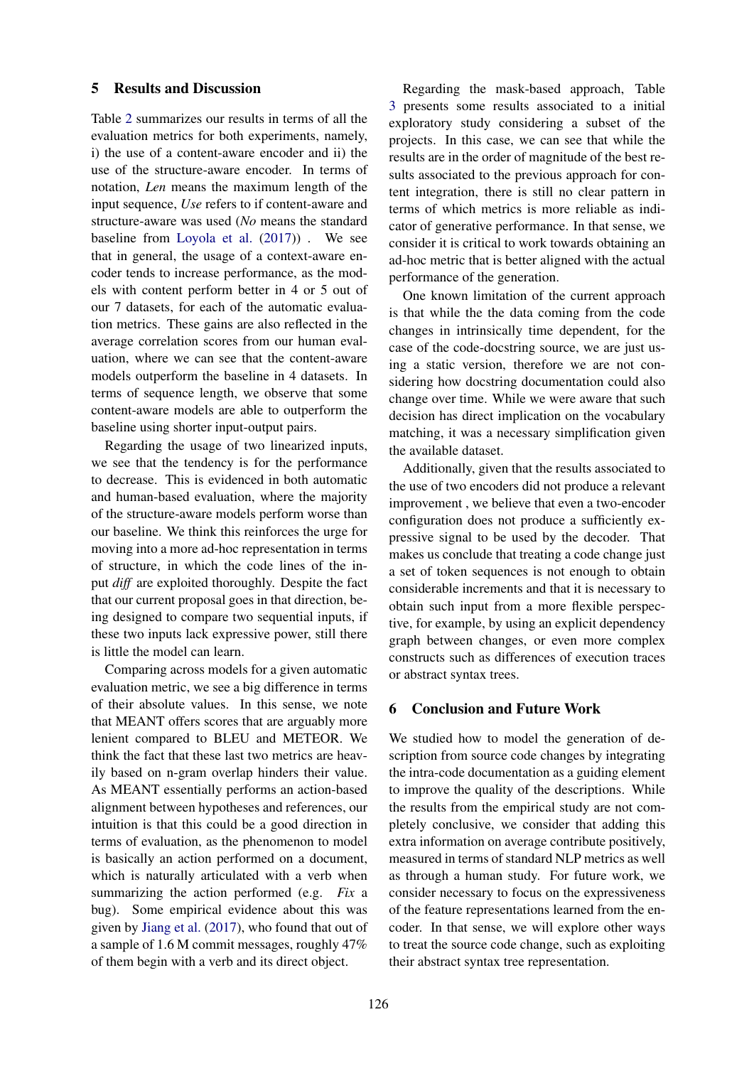## 5 Results and Discussion

Table 2 summarizes our results in terms of all the evaluation metrics for both experiments, namely, i) the use of a content-aware encoder and ii) the use of the structure-aware encoder. In terms of notation, *Len* means the maximum length of the input sequence, *Use* refers to if content-aware and structure-aware was used (*No* means the standard baseline from Loyola et al. (2017)) . We see that in general, the usage of a context-aware encoder tends to increase performance, as the models with content perform better in 4 or 5 out of our 7 datasets, for each of the automatic evaluation metrics. These gains are also reflected in the average correlation scores from our human evaluation, where we can see that the content-aware models outperform the baseline in 4 datasets. In terms of sequence length, we observe that some content-aware models are able to outperform the baseline using shorter input-output pairs.

Regarding the usage of two linearized inputs, we see that the tendency is for the performance to decrease. This is evidenced in both automatic and human-based evaluation, where the majority of the structure-aware models perform worse than our baseline. We think this reinforces the urge for moving into a more ad-hoc representation in terms of structure, in which the code lines of the input *diff* are exploited thoroughly. Despite the fact that our current proposal goes in that direction, being designed to compare two sequential inputs, if these two inputs lack expressive power, still there is little the model can learn.

Comparing across models for a given automatic evaluation metric, we see a big difference in terms of their absolute values. In this sense, we note that MEANT offers scores that are arguably more lenient compared to BLEU and METEOR. We think the fact that these last two metrics are heavily based on n-gram overlap hinders their value. As MEANT essentially performs an action-based alignment between hypotheses and references, our intuition is that this could be a good direction in terms of evaluation, as the phenomenon to model is basically an action performed on a document, which is naturally articulated with a verb when summarizing the action performed (e.g. *Fix* a bug). Some empirical evidence about this was given by Jiang et al. (2017), who found that out of a sample of 1.6 M commit messages, roughly 47% of them begin with a verb and its direct object.

Regarding the mask-based approach, Table 3 presents some results associated to a initial exploratory study considering a subset of the projects. In this case, we can see that while the results are in the order of magnitude of the best results associated to the previous approach for content integration, there is still no clear pattern in terms of which metrics is more reliable as indicator of generative performance. In that sense, we consider it is critical to work towards obtaining an ad-hoc metric that is better aligned with the actual performance of the generation.

One known limitation of the current approach is that while the the data coming from the code changes in intrinsically time dependent, for the case of the code-docstring source, we are just using a static version, therefore we are not considering how docstring documentation could also change over time. While we were aware that such decision has direct implication on the vocabulary matching, it was a necessary simplification given the available dataset.

Additionally, given that the results associated to the use of two encoders did not produce a relevant improvement , we believe that even a two-encoder configuration does not produce a sufficiently expressive signal to be used by the decoder. That makes us conclude that treating a code change just a set of token sequences is not enough to obtain considerable increments and that it is necessary to obtain such input from a more flexible perspective, for example, by using an explicit dependency graph between changes, or even more complex constructs such as differences of execution traces or abstract syntax trees.

## 6 Conclusion and Future Work

We studied how to model the generation of description from source code changes by integrating the intra-code documentation as a guiding element to improve the quality of the descriptions. While the results from the empirical study are not completely conclusive, we consider that adding this extra information on average contribute positively, measured in terms of standard NLP metrics as well as through a human study. For future work, we consider necessary to focus on the expressiveness of the feature representations learned from the encoder. In that sense, we will explore other ways to treat the source code change, such as exploiting their abstract syntax tree representation.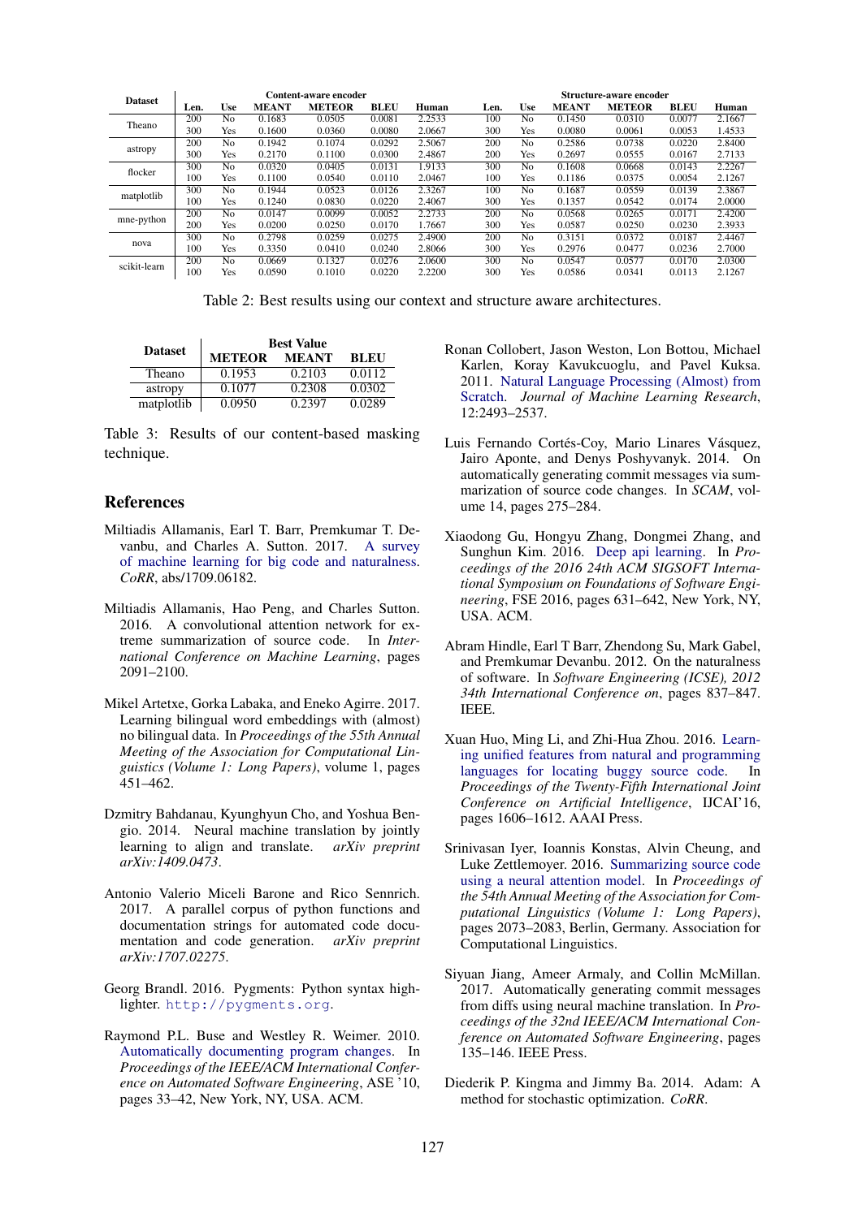| Dataset | Content-aware encoder | | | | | | Structure-aware encoder | | | | | |
|---|---|---|---|---|---|---|---|---|---|---|---|---|
| | Len. | Use | MEANT | METEOR | BLEU | Human | Len. | Use | MEANT | METEOR | BLEU | Human |
| Theano | 200 | No | 0.1683 | 0.0505 | 0.0081 | 2.2533 | 100 | No | 0.1450 | 0.0310 | 0.0077 | 2.1667 |
| | 300 | Yes | 0.1600 | 0.0360 | 0.0080 | 2.0667 | 300 | Yes | 0.0080 | 0.0061 | 0.0053 | 1.4533 |
| astropy | 200 | No | 0.1942 | 0.1074 | 0.0292 | 2.5067 | 200 | No | 0.2586 | 0.0738 | 0.0220 | 2.8400 |
| | 300 | Yes | 0.2170 | 0.1100 | 0.0300 | 2.4867 | 200 | Yes | 0.2697 | 0.0555 | 0.0167 | 2.7133 |
| flocker | 300 | No | 0.0320 | 0.0405 | 0.0131 | 1.9133 | 300 | No | 0.1608 | 0.0668 | 0.0143 | 2.2267 |
| | 100 | Yes | 0.1100 | 0.0540 | 0.0110 | 2.0467 | 100 | Yes | 0.1186 | 0.0375 | 0.0054 | 2.1267 |
| matplotlib | 300 | No | 0.1944 | 0.0523 | 0.0126 | 2.3267 | 100 | No | 0.1687 | 0.0559 | 0.0139 | 2.3867 |
| | 100 | Yes | 0.1240 | 0.0830 | 0.0220 | 2.4067 | 300 | Yes | 0.1357 | 0.0542 | 0.0174 | 2.0000 |
| mne-python | 200 | No | 0.0147 | 0.0099 | 0.0052 | 2.2733 | 200 | No | 0.0568 | 0.0265 | 0.0171 | 2.4200 |
| | 200 | Yes | 0.0200 | 0.0250 | 0.0170 | 1.7667 | 300 | Yes | 0.0587 | 0.0250 | 0.0230 | 2.3933 |
| nova | 300 | No | 0.2798 | 0.0259 | 0.0275 | 2.4900 | 200 | No | 0.3151 | 0.0372 | 0.0187 | 2.4467 |
| | 100 | Yes | 0.3350 | 0.0410 | 0.0240 | 2.8066 | 300 | Yes | 0.2976 | 0.0477 | 0.0236 | 2.7000 |
| scikit-learn | 200 | No | 0.0669 | 0.1327 | 0.0276 | 2.0600 | 300 | No | 0.0547 | 0.0577 | 0.0170 | 2.0300 |
| | 100 | Yes | 0.0590 | 0.1010 | 0.0220 | 2.2200 | 300 | Yes | 0.0586 | 0.0341 | 0.0113 | 2.1267 |

Table 2: Best results using our context and structure aware architectures.

| Dataset | Best Value | | |
|---|---|---|---|
| | METEOR | MEANT | BLEU |
| Theano | 0.1953 | 0.2103 | 0.0112 |
| astropy | 0.1077 | 0.2308 | 0.0302 |
| matplotlib | 0.0950 | 0.2397 | 0.0289 |

Table 3: Results of our content-based masking technique.

## References

Miltiadis Allamanis, Earl T. Barr, Premkumar T. Devanbu, and Charles A. Sutton. 2017. A survey of machine learning for big code and naturalness. *CoRR*, abs/1709.06182.

Miltiadis Allamanis, Hao Peng, and Charles Sutton. 2016. A convolutional attention network for extreme summarization of source code. In *International Conference on Machine Learning*, pages 2091–2100.

Mikel Artetxe, Gorka Labaka, and Eneko Agirre. 2017. Learning bilingual word embeddings with (almost) no bilingual data. In *Proceedings of the 55th Annual Meeting of the Association for Computational Linguistics (Volume 1: Long Papers)*, volume 1, pages 451–462.

Dzmitry Bahdanau, Kyunghyun Cho, and Yoshua Bengio. 2014. Neural machine translation by jointly learning to align and translate. *arXiv preprint arXiv:1409.0473*.

Antonio Valerio Miceli Barone and Rico Sennrich. 2017. A parallel corpus of python functions and documentation strings for automated code documentation and code generation. *arXiv preprint arXiv:1707.02275*.

Georg Brandl. 2016. Pygments: Python syntax highlighter. `http://pygments.org`.

Raymond P.L. Buse and Westley R. Weimer. 2010. Automatically documenting program changes. In *Proceedings of the IEEE/ACM International Conference on Automated Software Engineering*, ASE '10, pages 33–42, New York, NY, USA. ACM.

Ronan Collobert, Jason Weston, Lon Bottou, Michael Karlen, Koray Kavukcuoglu, and Pavel Kuksa. 2011. Natural Language Processing (Almost) from Scratch. *Journal of Machine Learning Research*, 12:2493–2537.

Luis Fernando Cortés-Coy, Mario Linares Vásquez, Jairo Aponte, and Denys Poshyvanyk. 2014. On automatically generating commit messages via summarization of source code changes. In *SCAM*, volume 14, pages 275–284.

Xiaodong Gu, Hongyu Zhang, Dongmei Zhang, and Sunghun Kim. 2016. Deep api learning. In *Proceedings of the 2016 24th ACM SIGSOFT International Symposium on Foundations of Software Engineering*, FSE 2016, pages 631–642, New York, NY, USA. ACM.

Abram Hindle, Earl T Barr, Zhendong Su, Mark Gabel, and Premkumar Devanbu. 2012. On the naturalness of software. In *Software Engineering (ICSE), 2012 34th International Conference on*, pages 837–847. IEEE.

Xuan Huo, Ming Li, and Zhi-Hua Zhou. 2016. Learning unified features from natural and programming languages for locating buggy source code. In *Proceedings of the Twenty-Fifth International Joint Conference on Artificial Intelligence*, IJCAI'16, pages 1606–1612. AAAI Press.

Srinivasan Iyer, Ioannis Konstas, Alvin Cheung, and Luke Zettlemoyer. 2016. Summarizing source code using a neural attention model. In *Proceedings of the 54th Annual Meeting of the Association for Computational Linguistics (Volume 1: Long Papers)*, pages 2073–2083, Berlin, Germany. Association for Computational Linguistics.

Siyuan Jiang, Ameer Armaly, and Collin McMillan. 2017. Automatically generating commit messages from diffs using neural machine translation. In *Proceedings of the 32nd IEEE/ACM International Conference on Automated Software Engineering*, pages 135–146. IEEE Press.

Diederik P. Kingma and Jimmy Ba. 2014. Adam: A method for stochastic optimization. *CoRR*.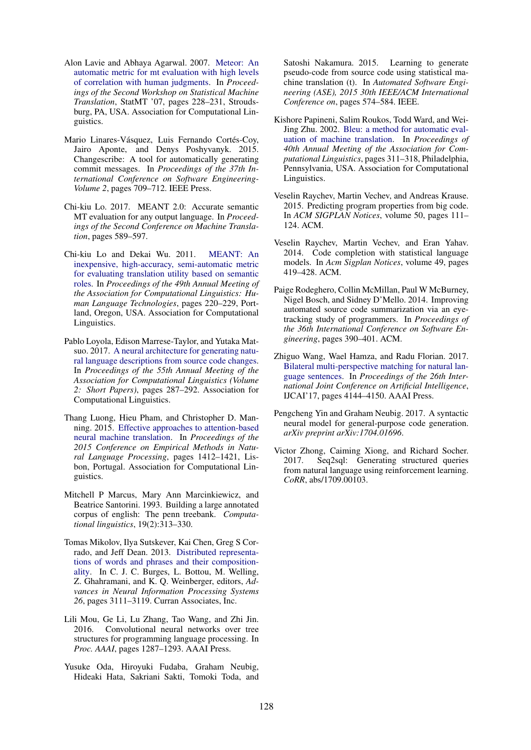Alon Lavie and Abhaya Agarwal. 2007. Meteor: An automatic metric for mt evaluation with high levels of correlation with human judgments. In *Proceedings of the Second Workshop on Statistical Machine Translation*, StatMT '07, pages 228–231, Stroudsburg, PA, USA. Association for Computational Linguistics.

Mario Linares-Vásquez, Luis Fernando Cortés-Coy, Jairo Aponte, and Denys Poshyvanyk. 2015. Changescribe: A tool for automatically generating commit messages. In *Proceedings of the 37th International Conference on Software Engineering-Volume 2*, pages 709–712. IEEE Press.

Chi-kiu Lo. 2017. MEANT 2.0: Accurate semantic MT evaluation for any output language. In *Proceedings of the Second Conference on Machine Translation*, pages 589–597.

Chi-kiu Lo and Dekai Wu. 2011. MEANT: An inexpensive, high-accuracy, semi-automatic metric for evaluating translation utility based on semantic roles. In *Proceedings of the 49th Annual Meeting of the Association for Computational Linguistics: Human Language Technologies*, pages 220–229, Portland, Oregon, USA. Association for Computational Linguistics.

Pablo Loyola, Edison Marrese-Taylor, and Yutaka Matsuo. 2017. A neural architecture for generating natural language descriptions from source code changes. In *Proceedings of the 55th Annual Meeting of the Association for Computational Linguistics (Volume 2: Short Papers)*, pages 287–292. Association for Computational Linguistics.

Thang Luong, Hieu Pham, and Christopher D. Manning. 2015. Effective approaches to attention-based neural machine translation. In *Proceedings of the 2015 Conference on Empirical Methods in Natural Language Processing*, pages 1412–1421, Lisbon, Portugal. Association for Computational Linguistics.

Mitchell P Marcus, Mary Ann Marcinkiewicz, and Beatrice Santorini. 1993. Building a large annotated corpus of english: The penn treebank. *Computational linguistics*, 19(2):313–330.

Tomas Mikolov, Ilya Sutskever, Kai Chen, Greg S Corrado, and Jeff Dean. 2013. Distributed representations of words and phrases and their compositionality. In C. J. C. Burges, L. Bottou, M. Welling, Z. Ghahramani, and K. Q. Weinberger, editors, *Advances in Neural Information Processing Systems 26*, pages 3111–3119. Curran Associates, Inc.

Lili Mou, Ge Li, Lu Zhang, Tao Wang, and Zhi Jin. 2016. Convolutional neural networks over tree structures for programming language processing. In *Proc. AAAI*, pages 1287–1293. AAAI Press.

Yusuke Oda, Hiroyuki Fudaba, Graham Neubig, Hideaki Hata, Sakriani Sakti, Tomoki Toda, and Satoshi Nakamura. 2015. Learning to generate pseudo-code from source code using statistical machine translation (t). In *Automated Software Engineering (ASE), 2015 30th IEEE/ACM International Conference on*, pages 574–584. IEEE.

Kishore Papineni, Salim Roukos, Todd Ward, and Wei-Jing Zhu. 2002. Bleu: a method for automatic evaluation of machine translation. In *Proceedings of 40th Annual Meeting of the Association for Computational Linguistics*, pages 311–318, Philadelphia, Pennsylvania, USA. Association for Computational Linguistics.

Veselin Raychev, Martin Vechev, and Andreas Krause. 2015. Predicting program properties from big code. In *ACM SIGPLAN Notices*, volume 50, pages 111–124. ACM.

Veselin Raychev, Martin Vechev, and Eran Yahav. 2014. Code completion with statistical language models. In *Acm Sigplan Notices*, volume 49, pages 419–428. ACM.

Paige Rodeghero, Collin McMillan, Paul W McBurney, Nigel Bosch, and Sidney D'Mello. 2014. Improving automated source code summarization via an eye-tracking study of programmers. In *Proceedings of the 36th International Conference on Software Engineering*, pages 390–401. ACM.

Zhiguo Wang, Wael Hamza, and Radu Florian. 2017. Bilateral multi-perspective matching for natural language sentences. In *Proceedings of the 26th International Joint Conference on Artificial Intelligence*, IJCAI'17, pages 4144–4150. AAAI Press.

Pengcheng Yin and Graham Neubig. 2017. A syntactic neural model for general-purpose code generation. *arXiv preprint arXiv:1704.01696*.

Victor Zhong, Caiming Xiong, and Richard Socher. 2017. Seq2sql: Generating structured queries from natural language using reinforcement learning. *CoRR*, abs/1709.00103.